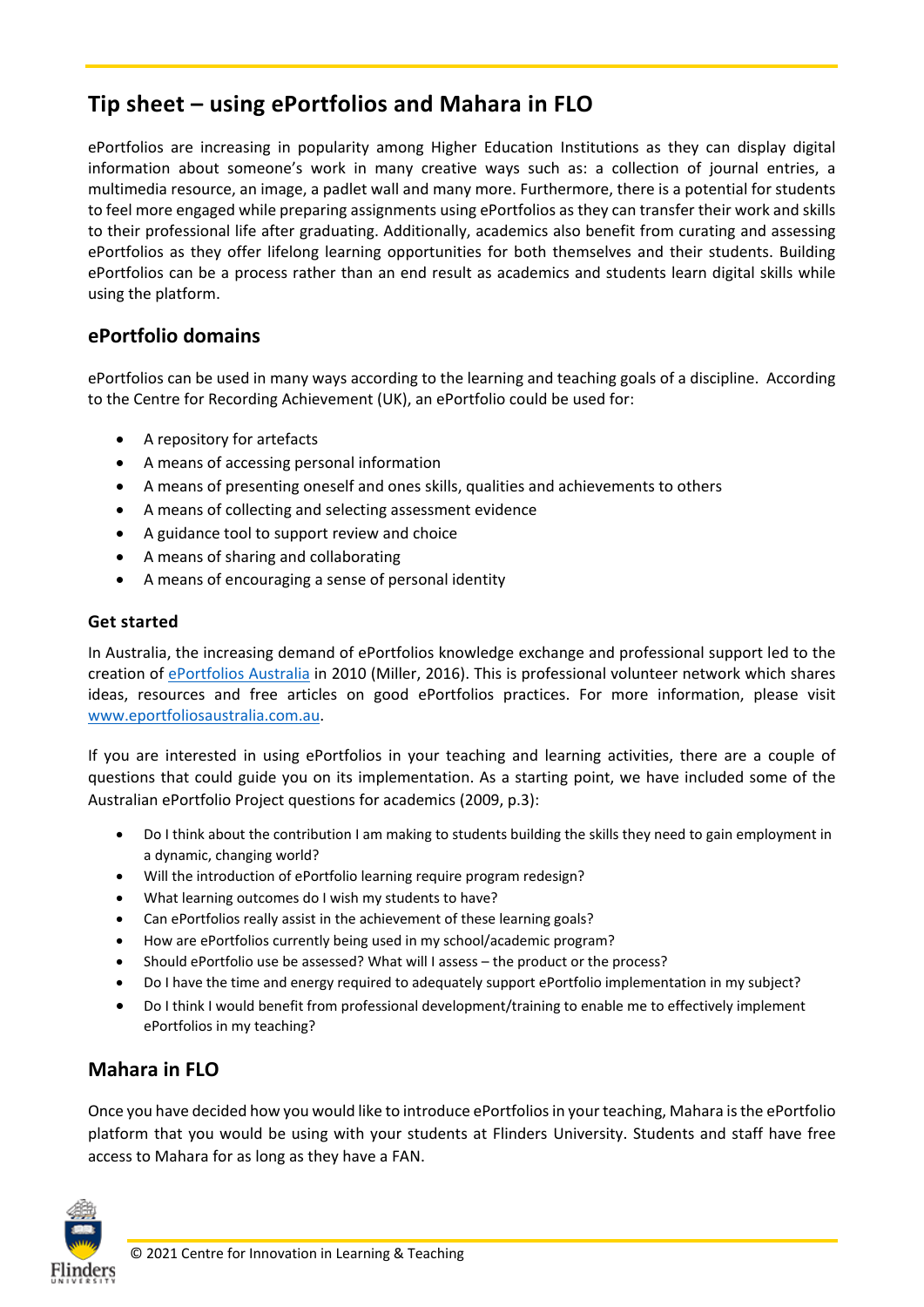# Tip sheet – using ePortfolios and Mahara in FLO

ePortfolios are increasing in popularity among Higher Education Institutions as they can display digital information about someone's work in many creative ways such as: a collection of journal entries, a multimedia resource, an image, a padlet wall and many more. Furthermore, there is a potential for students to feel more engaged while preparing assignments using ePortfolios as they can transfer their work and skills to their professional life after graduating. Additionally, academics also benefit from curating and assessing ePortfolios as they offer lifelong learning opportunities for both themselves and their students. Building ePortfolios can be a process rather than an end result as academics and students learn digital skills while using the platform.

## ePortfolio domains

ePortfolios can be used in many ways according to the learning and teaching goals of a discipline. According to the Centre for Recording Achievement (UK), an ePortfolio could be used for:

- A repository for artefacts
- A means of accessing personal information
- A means of presenting oneself and ones skills, qualities and achievements to others
- A means of collecting and selecting assessment evidence
- A guidance tool to support review and choice
- A means of sharing and collaborating
- A means of encouraging a sense of personal identity

### Get started

In Australia, the increasing demand of ePortfolios knowledge exchange and professional support led to the creation of [ePortfolios Australia](http://www.eportfoliosaustralia.com.au) in 2010 (Miller, 2016). This is professional volunteer network which shares ideas, resources and free articles on good ePortfolios practices. For more information, please visit [www.eportfoliosaustralia.com.au](http://www.eportfoliosaustralia.com.au).

If you are interested in using ePortfolios in your teaching and learning activities, there are a couple of questions that could guide you on its implementation. As a starting point, we have included some of the Australian ePortfolio Project questions for academics (2009, p.3):

- Do I think about the contribution I am making to students building the skills they need to gain employment in a dynamic, changing world?
- Will the introduction of ePortfolio learning require program redesign?
- What learning outcomes do I wish my students to have?
- Can ePortfolios really assist in the achievement of these learning goals?
- How are ePortfolios currently being used in my school/academic program?
- Should ePortfolio use be assessed? What will I assess – the product or the process?
- Do I have the time and energy required to adequately support ePortfolio implementation in my subject?
- Do I think I would benefit from professional development/training to enable me to effectively implement ePortfolios in my teaching?

## Mahara in FLO

Once you have decided how you would like to introduce ePortfolios in your teaching, Mahara is the ePortfolio platform that you would be using with your students at Flinders University. Students and staff have free access to Mahara for as long as they have a FAN.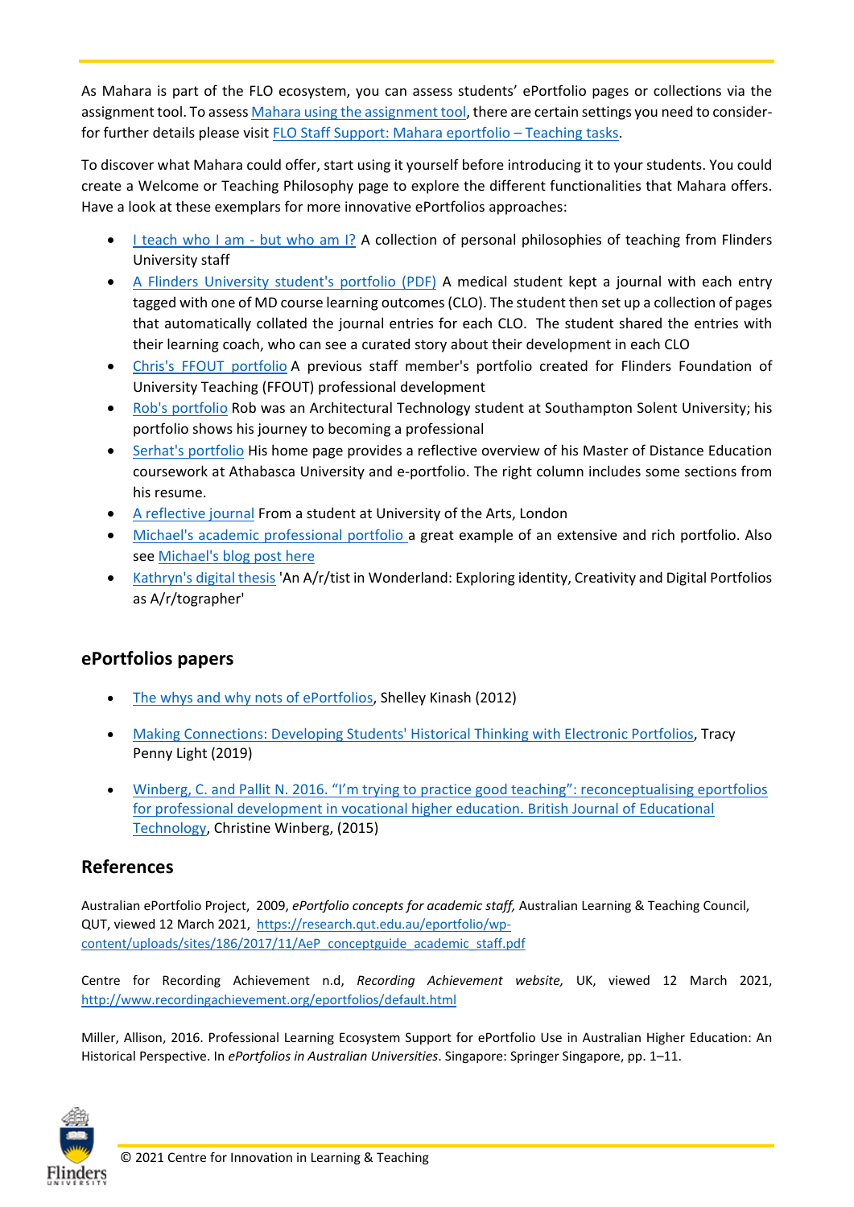As Mahara is part of the FLO ecosystem, you can assess students' ePortfolio pages or collections via the assignment tool. To assess Mahara using the assignment tool, there are certain settings you need to consider- for further details please visit FLO Staff Support: Mahara eportfolio – Teaching tasks.

To discover what Mahara could offer, start using it yourself before introducing it to your students. You could create a Welcome or Teaching Philosophy page to explore the different functionalities that Mahara offers. Have a look at these exemplars for more innovative ePortfolios approaches:

- I teach who I am - but who am I? A collection of personal philosophies of teaching from Flinders University staff
- A Flinders University student's portfolio (PDF) A medical student kept a journal with each entry tagged with one of MD course learning outcomes (CLO). The student then set up a collection of pages that automatically collated the journal entries for each CLO. The student shared the entries with their learning coach, who can see a curated story about their development in each CLO
- Chris's FFOUT portfolio A previous staff member's portfolio created for Flinders Foundation of University Teaching (FFOUT) professional development
- Rob's portfolio Rob was an Architectural Technology student at Southampton Solent University; his portfolio shows his journey to becoming a professional
- Serhat's portfolio His home page provides a reflective overview of his Master of Distance Education coursework at Athabasca University and e-portfolio. The right column includes some sections from his resume.
- A reflective journal From a student at University of the Arts, London
- Michael's academic professional portfolio a great example of an extensive and rich portfolio. Also see Michael's blog post here
- Kathryn's digital thesis 'An A/r/tist in Wonderland: Exploring identity, Creativity and Digital Portfolios as A/r/tographer'

## ePortfolios papers

- The whys and why nots of ePortfolios, Shelley Kinash (2012)
- Making Connections: Developing Students' Historical Thinking with Electronic Portfolios, Tracy Penny Light (2019)
- Winberg, C. and Pallit N. 2016. "I'm trying to practice good teaching": reconceptualising eportfolios for professional development in vocational higher education. British Journal of Educational Technology, Christine Winberg, (2015)

## References

Australian ePortfolio Project, 2009, *ePortfolio concepts for academic staff*, Australian Learning & Teaching Council, QUT, viewed 12 March 2021, https://research.qut.edu.au/eportfolio/wp-content/uploads/sites/186/2017/11/AeP_conceptguide_academic_staff.pdf

Centre for Recording Achievement n.d, *Recording Achievement website*, UK, viewed 12 March 2021, http://www.recordingachievement.org/eportfolios/default.html

Miller, Allison, 2016. Professional Learning Ecosystem Support for ePortfolio Use in Australian Higher Education: An Historical Perspective. In *ePortfolios in Australian Universities*. Singapore: Springer Singapore, pp. 1–11.